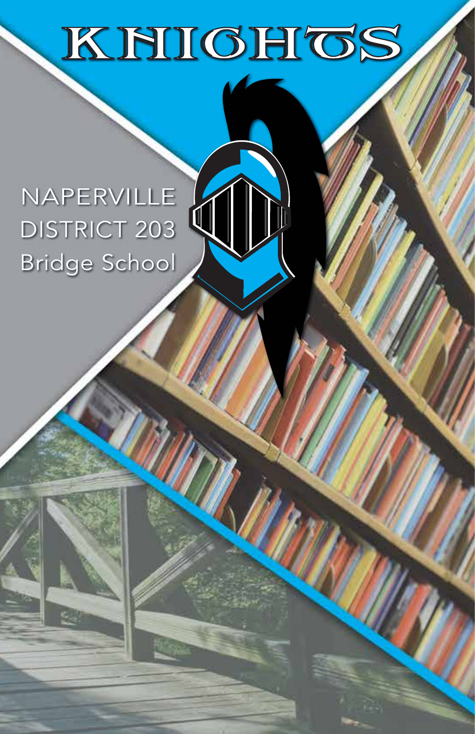# KNIGHTS

NAPERVILLE
DISTRICT 203
Bridge School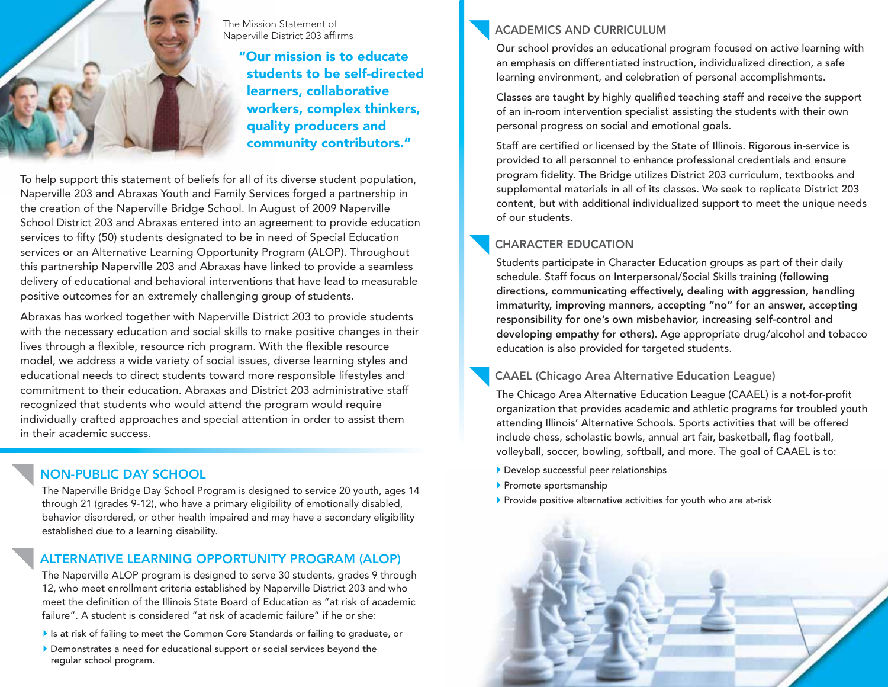The Mission Statement of Naperville District 203 affirms

**"Our mission is to educate students to be self-directed learners, collaborative workers, complex thinkers, quality producers and community contributors."**

To help support this statement of beliefs for all of its diverse student population, Naperville 203 and Abraxas Youth and Family Services forged a partnership in the creation of the Naperville Bridge School. In August of 2009 Naperville School District 203 and Abraxas entered into an agreement to provide education services to fifty (50) students designated to be in need of Special Education services or an Alternative Learning Opportunity Program (ALOP). Throughout this partnership Naperville 203 and Abraxas have linked to provide a seamless delivery of educational and behavioral interventions that have lead to measurable positive outcomes for an extremely challenging group of students.

Abraxas has worked together with Naperville District 203 to provide students with the necessary education and social skills to make positive changes in their lives through a flexible, resource rich program. With the flexible resource model, we address a wide variety of social issues, diverse learning styles and educational needs to direct students toward more responsible lifestyles and commitment to their education. Abraxas and District 203 administrative staff recognized that students who would attend the program would require individually crafted approaches and special attention in order to assist them in their academic success.

## NON-PUBLIC DAY SCHOOL

The Naperville Bridge Day School Program is designed to service 20 youth, ages 14 through 21 (grades 9-12), who have a primary eligibility of emotionally disabled, behavior disordered, or other health impaired and may have a secondary eligibility established due to a learning disability.

## ALTERNATIVE LEARNING OPPORTUNITY PROGRAM (ALOP)

The Naperville ALOP program is designed to serve 30 students, grades 9 through 12, who meet enrollment criteria established by Naperville District 203 and who meet the definition of the Illinois State Board of Education as "at risk of academic failure". A student is considered "at risk of academic failure" if he or she:

- Is at risk of failing to meet the Common Core Standards or failing to graduate, or
- Demonstrates a need for educational support or social services beyond the regular school program.

## ACADEMICS AND CURRICULUM

Our school provides an educational program focused on active learning with an emphasis on differentiated instruction, individualized direction, a safe learning environment, and celebration of personal accomplishments.

Classes are taught by highly qualified teaching staff and receive the support of an in-room intervention specialist assisting the students with their own personal progress on social and emotional goals.

Staff are certified or licensed by the State of Illinois. Rigorous in-service is provided to all personnel to enhance professional credentials and ensure program fidelity. The Bridge utilizes District 203 curriculum, textbooks and supplemental materials in all of its classes. We seek to replicate District 203 content, but with additional individualized support to meet the unique needs of our students.

## CHARACTER EDUCATION

Students participate in Character Education groups as part of their daily schedule. Staff focus on Interpersonal/Social Skills training **(following directions, communicating effectively, dealing with aggression, handling immaturity, improving manners, accepting "no" for an answer, accepting responsibility for one's own misbehavior, increasing self-control and developing empathy for others)**. Age appropriate drug/alcohol and tobacco education is also provided for targeted students.

## CAAEL (Chicago Area Alternative Education League)

The Chicago Area Alternative Education League (CAAEL) is a not-for-profit organization that provides academic and athletic programs for troubled youth attending Illinois' Alternative Schools. Sports activities that will be offered include chess, scholastic bowls, annual art fair, basketball, flag football, volleyball, soccer, bowling, softball, and more. The goal of CAAEL is to:

- Develop successful peer relationships
- Promote sportsmanship
- Provide positive alternative activities for youth who are at-risk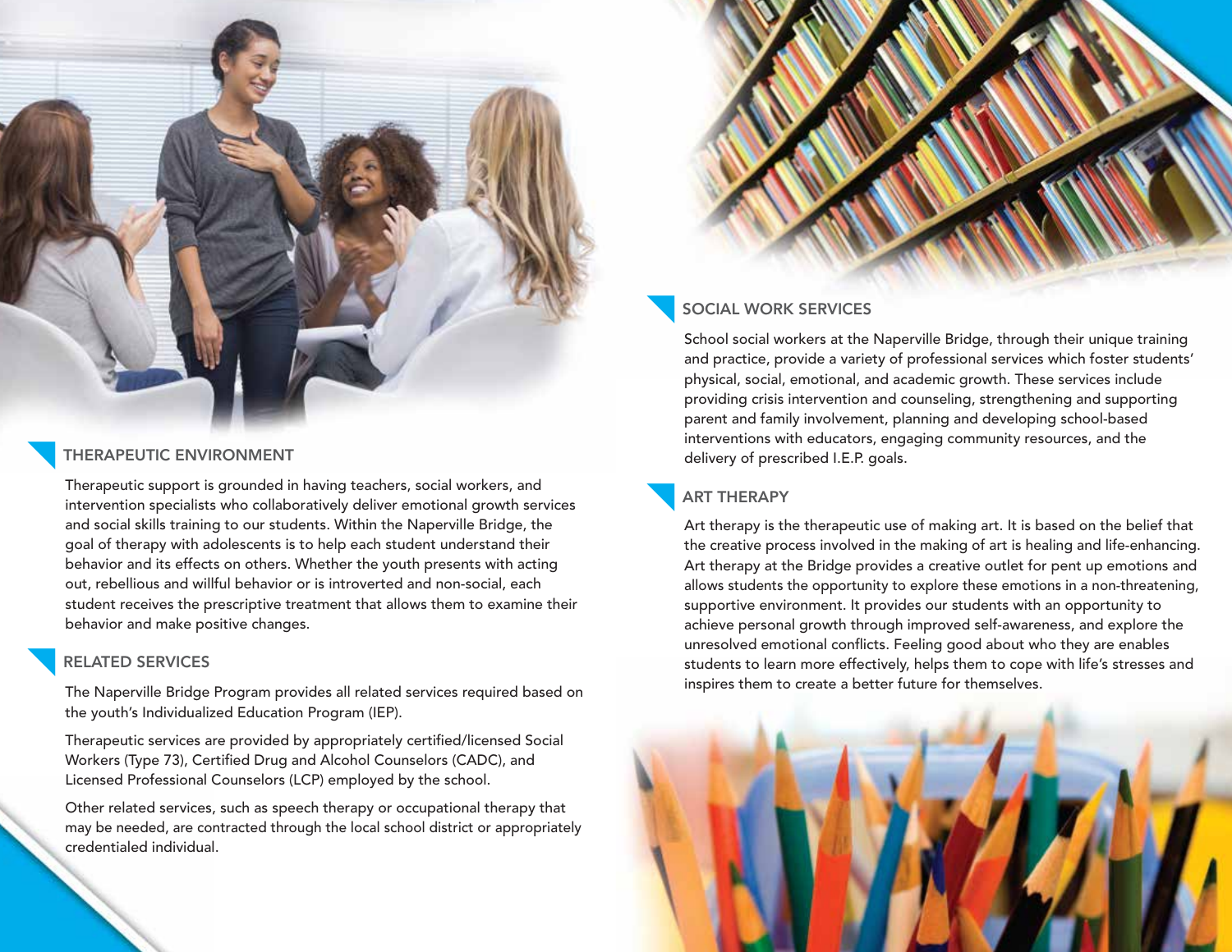## THERAPEUTIC ENVIRONMENT

Therapeutic support is grounded in having teachers, social workers, and intervention specialists who collaboratively deliver emotional growth services and social skills training to our students. Within the Naperville Bridge, the goal of therapy with adolescents is to help each student understand their behavior and its effects on others. Whether the youth presents with acting out, rebellious and willful behavior or is introverted and non-social, each student receives the prescriptive treatment that allows them to examine their behavior and make positive changes.

## RELATED SERVICES

The Naperville Bridge Program provides all related services required based on the youth's Individualized Education Program (IEP).

Therapeutic services are provided by appropriately certified/licensed Social Workers (Type 73), Certified Drug and Alcohol Counselors (CADC), and Licensed Professional Counselors (LCP) employed by the school.

Other related services, such as speech therapy or occupational therapy that may be needed, are contracted through the local school district or appropriately credentialed individual.

## SOCIAL WORK SERVICES

School social workers at the Naperville Bridge, through their unique training and practice, provide a variety of professional services which foster students' physical, social, emotional, and academic growth. These services include providing crisis intervention and counseling, strengthening and supporting parent and family involvement, planning and developing school-based interventions with educators, engaging community resources, and the delivery of prescribed I.E.P. goals.

## ART THERAPY

Art therapy is the therapeutic use of making art. It is based on the belief that the creative process involved in the making of art is healing and life-enhancing. Art therapy at the Bridge provides a creative outlet for pent up emotions and allows students the opportunity to explore these emotions in a non-threatening, supportive environment. It provides our students with an opportunity to achieve personal growth through improved self-awareness, and explore the unresolved emotional conflicts. Feeling good about who they are enables students to learn more effectively, helps them to cope with life's stresses and inspires them to create a better future for themselves.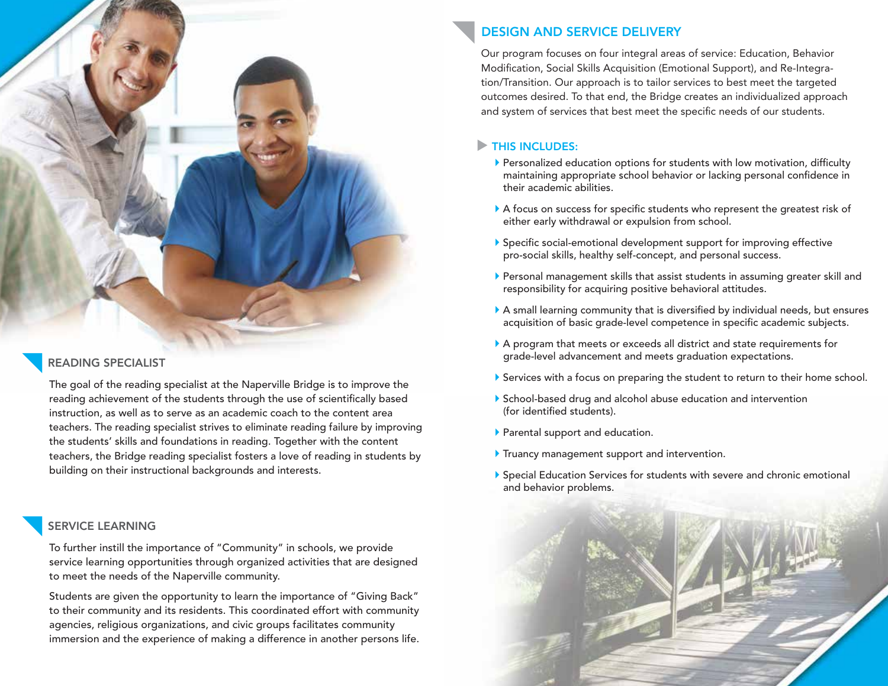## READING SPECIALIST

The goal of the reading specialist at the Naperville Bridge is to improve the reading achievement of the students through the use of scientifically based instruction, as well as to serve as an academic coach to the content area teachers. The reading specialist strives to eliminate reading failure by improving the students' skills and foundations in reading. Together with the content teachers, the Bridge reading specialist fosters a love of reading in students by building on their instructional backgrounds and interests.

## SERVICE LEARNING

To further instill the importance of "Community" in schools, we provide service learning opportunities through organized activities that are designed to meet the needs of the Naperville community.

Students are given the opportunity to learn the importance of "Giving Back" to their community and its residents. This coordinated effort with community agencies, religious organizations, and civic groups facilitates community immersion and the experience of making a difference in another persons life.

## DESIGN AND SERVICE DELIVERY

Our program focuses on four integral areas of service: Education, Behavior Modification, Social Skills Acquisition (Emotional Support), and Re-Integration/Transition. Our approach is to tailor services to best meet the targeted outcomes desired. To that end, the Bridge creates an individualized approach and system of services that best meet the specific needs of our students.

### THIS INCLUDES:

- Personalized education options for students with low motivation, difficulty maintaining appropriate school behavior or lacking personal confidence in their academic abilities.
- A focus on success for specific students who represent the greatest risk of either early withdrawal or expulsion from school.
- Specific social-emotional development support for improving effective pro-social skills, healthy self-concept, and personal success.
- Personal management skills that assist students in assuming greater skill and responsibility for acquiring positive behavioral attitudes.
- A small learning community that is diversified by individual needs, but ensures acquisition of basic grade-level competence in specific academic subjects.
- A program that meets or exceeds all district and state requirements for grade-level advancement and meets graduation expectations.
- Services with a focus on preparing the student to return to their home school.
- School-based drug and alcohol abuse education and intervention (for identified students).
- Parental support and education.
- Truancy management support and intervention.
- Special Education Services for students with severe and chronic emotional and behavior problems.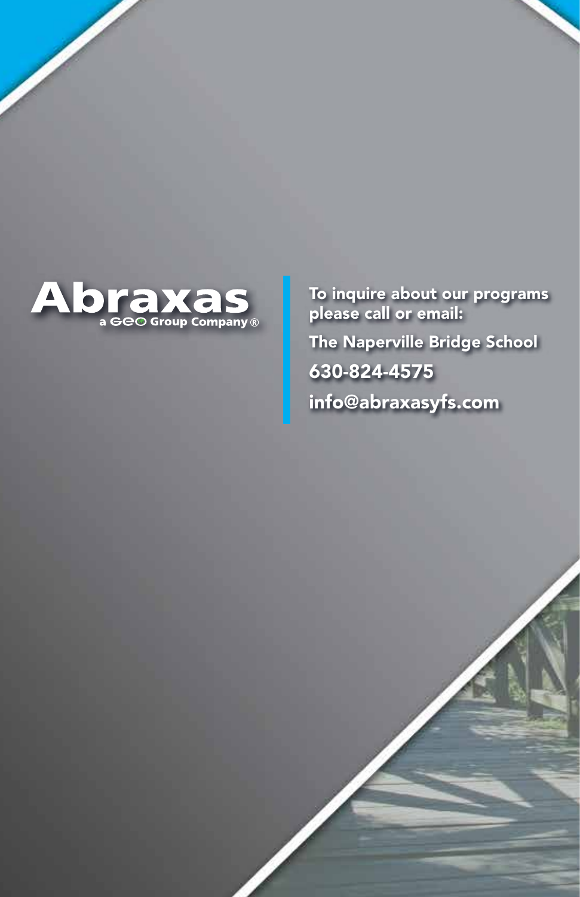**Abraxas**
a GEO Group Company ®

To inquire about our programs please call or email:

The Naperville Bridge School

630-824-4575

info@abraxasyfs.com